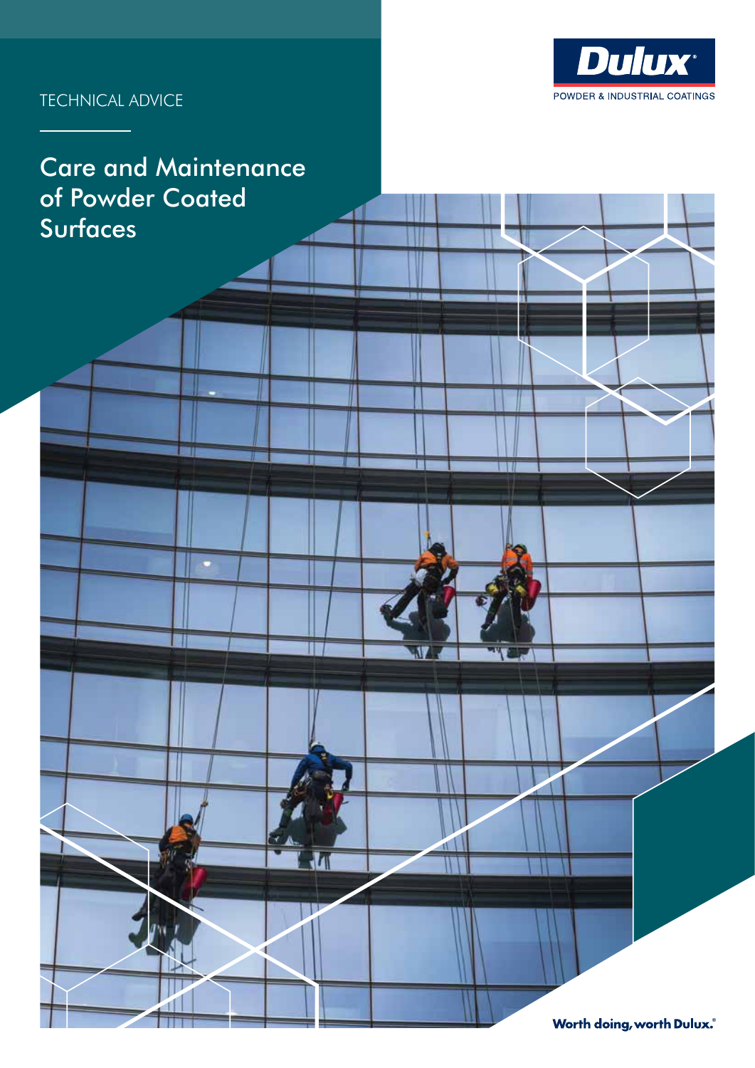TECHNICAL ADVICE

Dulux
POWDER & INDUSTRIAL COATINGS

# Care and Maintenance of Powder Coated Surfaces

Worth doing, worth Dulux.®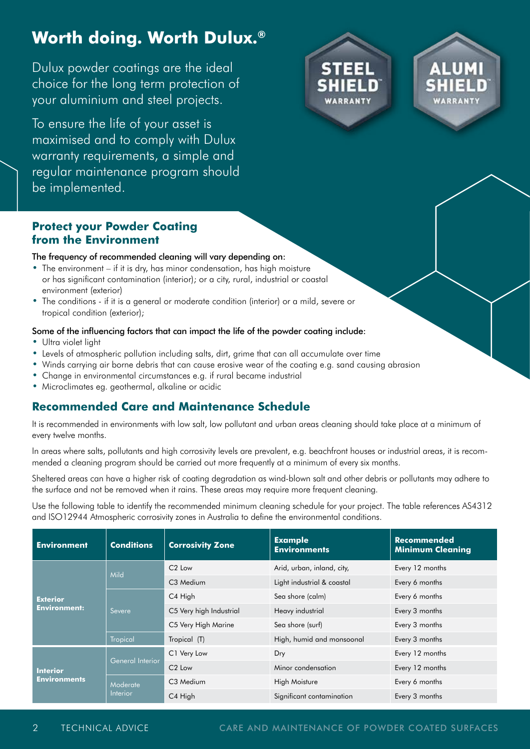# Worth doing. Worth Dulux.®

Dulux powder coatings are the ideal choice for the long term protection of your aluminium and steel projects.

To ensure the life of your asset is maximised and to comply with Dulux warranty requirements, a simple and regular maintenance program should be implemented.

STEEL SHIELD™ WARRANTY

ALUMI SHIELD™ WARRANTY

## Protect your Powder Coating from the Environment

The frequency of recommended cleaning will vary depending on:

- The environment – if it is dry, has minor condensation, has high moisture or has significant contamination (interior); or a city, rural, industrial or coastal environment (exterior)
- The conditions - if it is a general or moderate condition (interior) or a mild, severe or tropical condition (exterior);

Some of the influencing factors that can impact the life of the powder coating include:

- Ultra violet light
- Levels of atmospheric pollution including salts, dirt, grime that can all accumulate over time
- Winds carrying air borne debris that can cause erosive wear of the coating e.g. sand causing abrasion
- Change in environmental circumstances e.g. if rural became industrial
- Microclimates eg. geothermal, alkaline or acidic

## Recommended Care and Maintenance Schedule

It is recommended in environments with low salt, low pollutant and urban areas cleaning should take place at a minimum of every twelve months.

In areas where salts, pollutants and high corrosivity levels are prevalent, e.g. beachfront houses or industrial areas, it is recommended a cleaning program should be carried out more frequently at a minimum of every six months.

Sheltered areas can have a higher risk of coating degradation as wind-blown salt and other debris or pollutants may adhere to the surface and not be removed when it rains. These areas may require more frequent cleaning.

Use the following table to identify the recommended minimum cleaning schedule for your project. The table references AS4312 and ISO12944 Atmospheric corrosivity zones in Australia to define the environmental conditions.

| Environment | Conditions | Corrosivity Zone | Example Environments | Recommended Minimum Cleaning |
|---|---|---|---|---|
| Exterior Environment: | Mild | C2 Low | Arid, urban, inland, city, | Every 12 months |
| | | C3 Medium | Light industrial & coastal | Every 6 months |
| | Severe | C4 High | Sea shore (calm) | Every 6 months |
| | | C5 Very high Industrial | Heavy industrial | Every 3 months |
| | | C5 Very High Marine | Sea shore (surf) | Every 3 months |
| | Tropical | Tropical (T) | High, humid and monsoonal | Every 3 months |
| Interior Environments | General Interior | C1 Very Low | Dry | Every 12 months |
| | | C2 Low | Minor condensation | Every 12 months |
| | Moderate Interior | C3 Medium | High Moisture | Every 6 months |
| | | C4 High | Significant contamination | Every 3 months |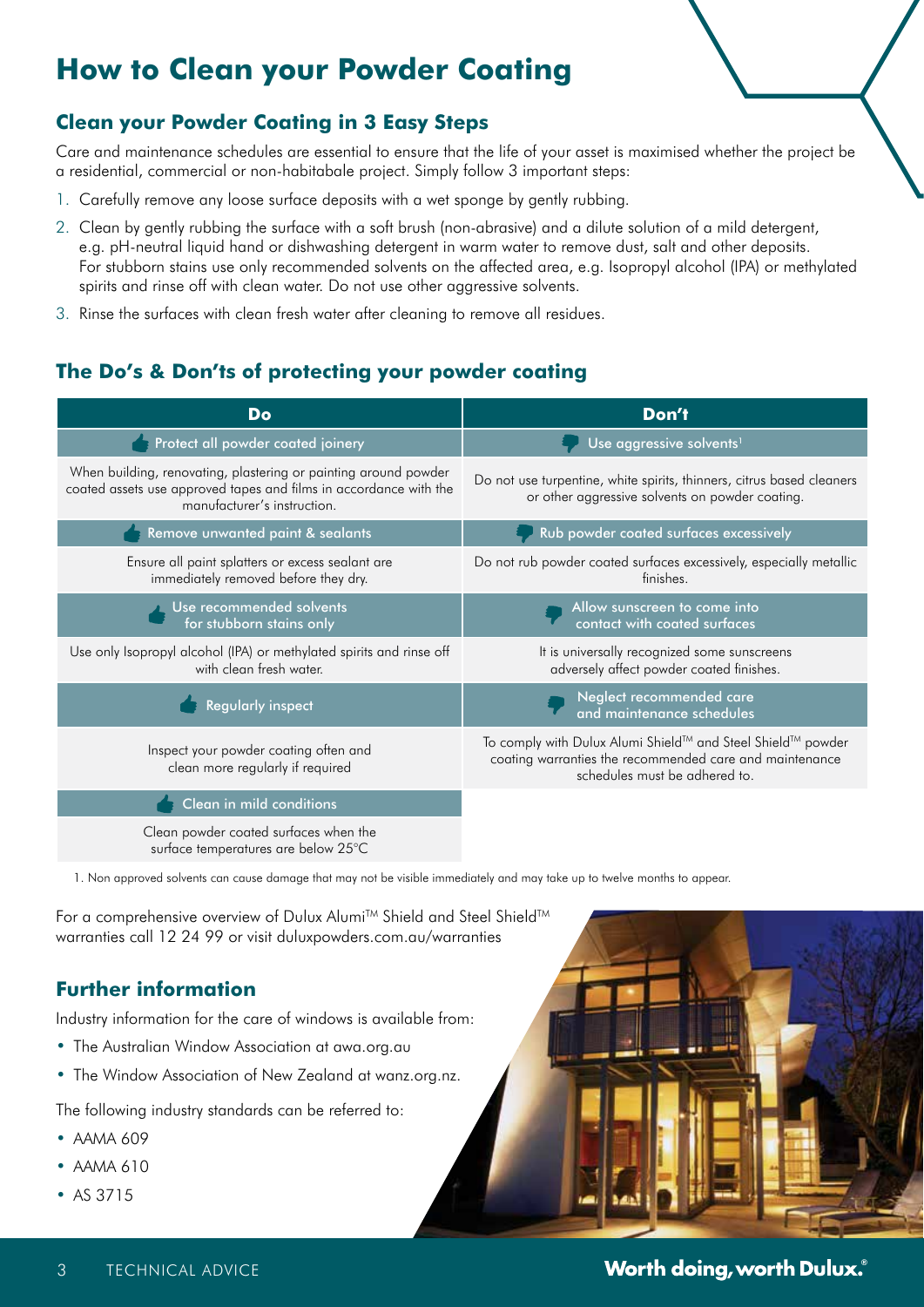# How to Clean your Powder Coating

## Clean your Powder Coating in 3 Easy Steps

Care and maintenance schedules are essential to ensure that the life of your asset is maximised whether the project be a residential, commercial or non-habitabale project. Simply follow 3 important steps:

1. Carefully remove any loose surface deposits with a wet sponge by gently rubbing.
2. Clean by gently rubbing the surface with a soft brush (non-abrasive) and a dilute solution of a mild detergent, e.g. pH-neutral liquid hand or dishwashing detergent in warm water to remove dust, salt and other deposits. For stubborn stains use only recommended solvents on the affected area, e.g. Isopropyl alcohol (IPA) or methylated spirits and rinse off with clean water. Do not use other aggressive solvents.
3. Rinse the surfaces with clean fresh water after cleaning to remove all residues.

## The Do's & Don'ts of protecting your powder coating

| Do | Don't |
|---|---|
| **Protect all powder coated joinery** | **Use aggressive solvents[1]** |
| When building, renovating, plastering or painting around powder coated assets use approved tapes and films in accordance with the manufacturer's instruction. | Do not use turpentine, white spirits, thinners, citrus based cleaners or other aggressive solvents on powder coating. |
| **Remove unwanted paint & sealants** | **Rub powder coated surfaces excessively** |
| Ensure all paint splatters or excess sealant are immediately removed before they dry. | Do not rub powder coated surfaces excessively, especially metallic finishes. |
| **Use recommended solvents for stubborn stains only** | **Allow sunscreen to come into contact with coated surfaces** |
| Use only Isopropyl alcohol (IPA) or methylated spirits and rinse off with clean fresh water. | It is universally recognized some sunscreens adversely affect powder coated finishes. |
| **Regularly inspect** | **Neglect recommended care and maintenance schedules** |
| Inspect your powder coating often and clean more regularly if required | To comply with Dulux Alumi Shield™ and Steel Shield™ powder coating warranties the recommended care and maintenance schedules must be adhered to. |
| **Clean in mild conditions** | |
| Clean powder coated surfaces when the surface temperatures are below 25°C | |

1. Non approved solvents can cause damage that may not be visible immediately and may take up to twelve months to appear.

For a comprehensive overview of Dulux Alumi™ Shield and Steel Shield™ warranties call 12 24 99 or visit duluxpowders.com.au/warranties

## Further information

Industry information for the care of windows is available from:

- The Australian Window Association at awa.org.au
- The Window Association of New Zealand at wanz.org.nz.

The following industry standards can be referred to:

- AAMA 609
- AAMA 610
- AS 3715

TECHNICAL ADVICE

Worth doing, worth Dulux.®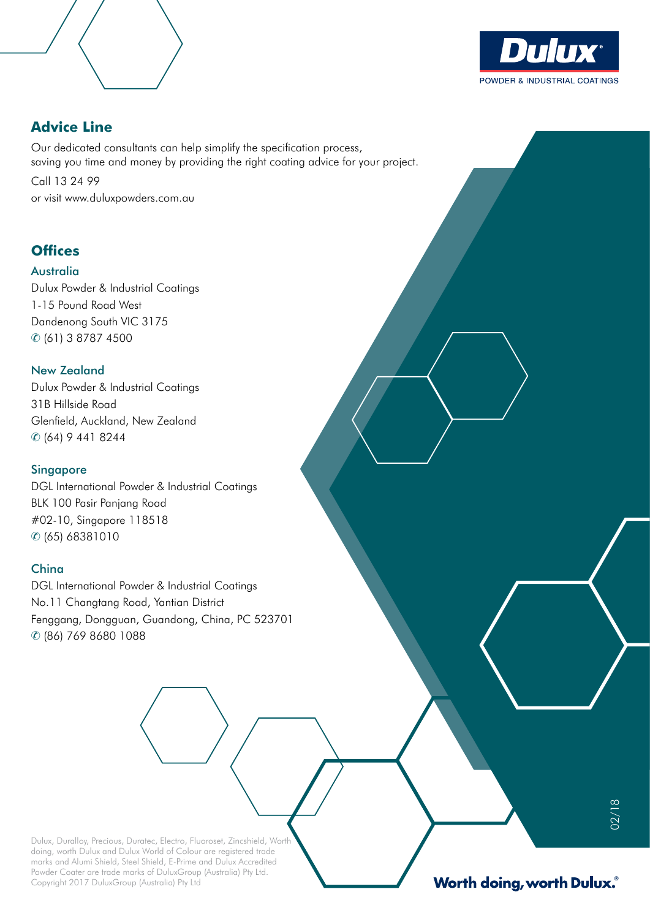Dulux
POWDER & INDUSTRIAL COATINGS

## Advice Line

Our dedicated consultants can help simplify the specification process, saving you time and money by providing the right coating advice for your project.

Call 13 24 99
or visit www.duluxpowders.com.au

## Offices

### Australia

Dulux Powder & Industrial Coatings
1-15 Pound Road West
Dandenong South VIC 3175
✆ (61) 3 8787 4500

### New Zealand

Dulux Powder & Industrial Coatings
31B Hillside Road
Glenfield, Auckland, New Zealand
✆ (64) 9 441 8244

### Singapore

DGL International Powder & Industrial Coatings
BLK 100 Pasir Panjang Road
#02-10, Singapore 118518
✆ (65) 68381010

### China

DGL International Powder & Industrial Coatings
No.11 Changtang Road, Yantian District
Fenggang, Dongguan, Guandong, China, PC 523701
✆ (86) 769 8680 1088

Dulux, Duralloy, Precious, Duratec, Electro, Fluoroset, Zincshield, Worth doing, worth Dulux and Dulux World of Colour are registered trade marks and Alumi Shield, Steel Shield, E-Prime and Dulux Accredited Powder Coater are trade marks of DuluxGroup (Australia) Pty Ltd. Copyright 2017 DuluxGroup (Australia) Pty Ltd

02/18

**Worth doing, worth Dulux.®**